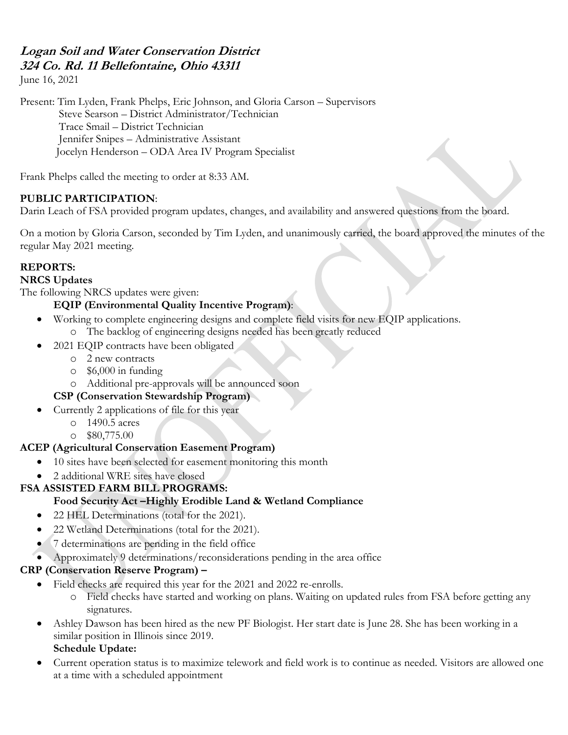***Logan Soil and Water Conservation District***
***324 Co. Rd. 11 Bellefontaine, Ohio 43311***

June 16, 2021

Present: Tim Lyden, Frank Phelps, Eric Johnson, and Gloria Carson – Supervisors
Steve Searson – District Administrator/Technician
Trace Smail – District Technician
Jennifer Snipes – Administrative Assistant
Jocelyn Henderson – ODA Area IV Program Specialist

Frank Phelps called the meeting to order at 8:33 AM.

**PUBLIC PARTICIPATION**:
Darin Leach of FSA provided program updates, changes, and availability and answered questions from the board.

On a motion by Gloria Carson, seconded by Tim Lyden, and unanimously carried, the board approved the minutes of the regular May 2021 meeting.

**REPORTS:**
**NRCS Updates**
The following NRCS updates were given:

**EQIP (Environmental Quality Incentive Program)**:

- Working to complete engineering designs and complete field visits for new EQIP applications.
  - The backlog of engineering designs needed has been greatly reduced
- 2021 EQIP contracts have been obligated
  - 2 new contracts
  - $6,000 in funding
  - Additional pre-approvals will be announced soon

**CSP (Conservation Stewardship Program)**

- Currently 2 applications of file for this year
  - 1490.5 acres
  - $80,775.00

**ACEP (Agricultural Conservation Easement Program)**

- 10 sites have been selected for easement monitoring this month
- 2 additional WRE sites have closed

**FSA ASSISTED FARM BILL PROGRAMS:**

**Food Security Act –Highly Erodible Land & Wetland Compliance**

- 22 HEL Determinations (total for the 2021).
- 22 Wetland Determinations (total for the 2021).
- 7 determinations are pending in the field office
- Approximately 9 determinations/reconsiderations pending in the area office

**CRP (Conservation Reserve Program) –**

- Field checks are required this year for the 2021 and 2022 re-enrolls.
  - Field checks have started and working on plans. Waiting on updated rules from FSA before getting any signatures.
- Ashley Dawson has been hired as the new PF Biologist. Her start date is June 28. She has been working in a similar position in Illinois since 2019.

**Schedule Update:**

- Current operation status is to maximize telework and field work is to continue as needed. Visitors are allowed one at a time with a scheduled appointment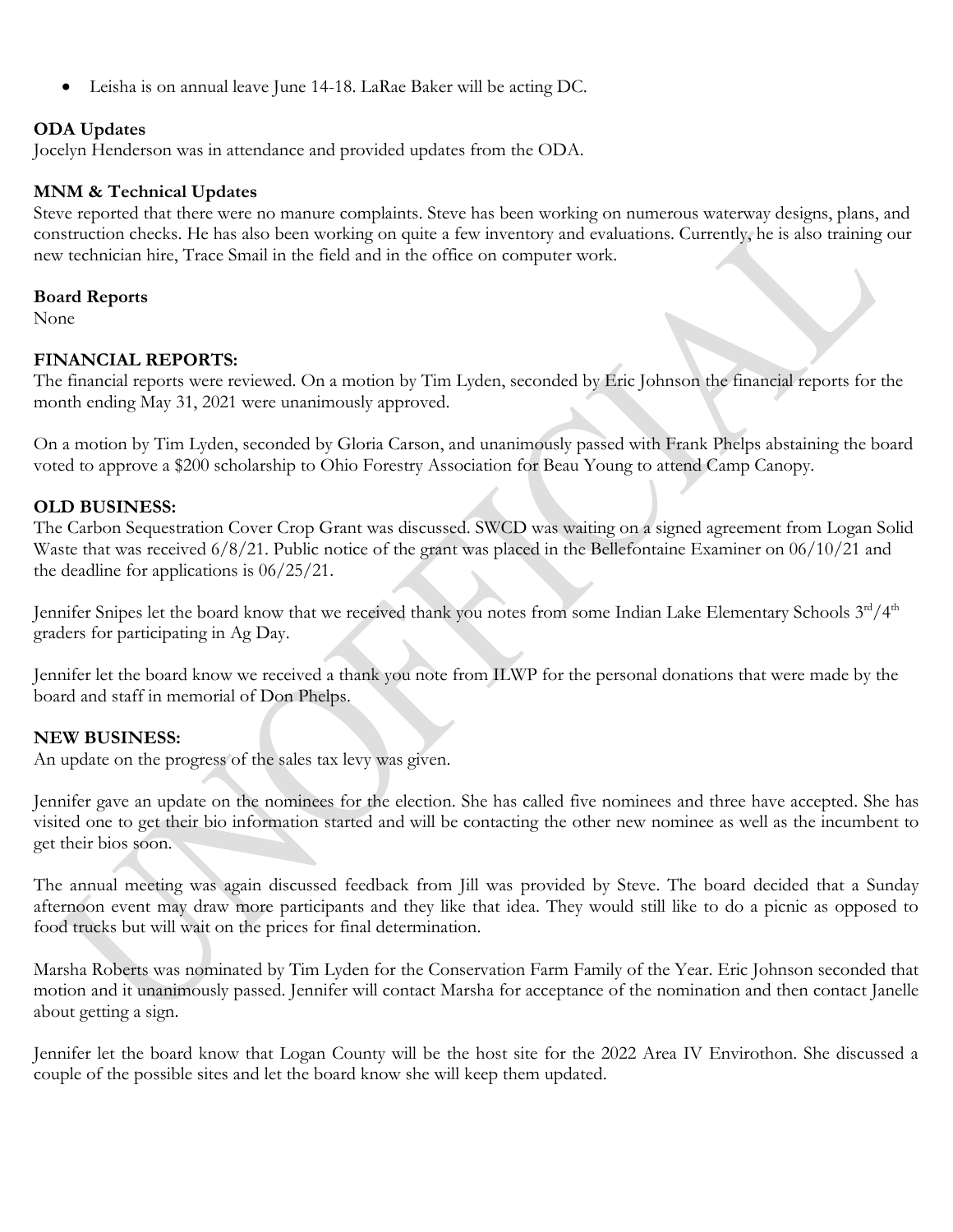- Leisha is on annual leave June 14-18. LaRae Baker will be acting DC.

**ODA Updates**
Jocelyn Henderson was in attendance and provided updates from the ODA.

**MNM & Technical Updates**
Steve reported that there were no manure complaints. Steve has been working on numerous waterway designs, plans, and construction checks. He has also been working on quite a few inventory and evaluations. Currently, he is also training our new technician hire, Trace Smail in the field and in the office on computer work.

**Board Reports**
None

**FINANCIAL REPORTS:**
The financial reports were reviewed. On a motion by Tim Lyden, seconded by Eric Johnson the financial reports for the month ending May 31, 2021 were unanimously approved.

On a motion by Tim Lyden, seconded by Gloria Carson, and unanimously passed with Frank Phelps abstaining the board voted to approve a $200 scholarship to Ohio Forestry Association for Beau Young to attend Camp Canopy.

**OLD BUSINESS:**
The Carbon Sequestration Cover Crop Grant was discussed. SWCD was waiting on a signed agreement from Logan Solid Waste that was received 6/8/21. Public notice of the grant was placed in the Bellefontaine Examiner on 06/10/21 and the deadline for applications is 06/25/21.

Jennifer Snipes let the board know that we received thank you notes from some Indian Lake Elementary Schools 3rd/4th graders for participating in Ag Day.

Jennifer let the board know we received a thank you note from ILWP for the personal donations that were made by the board and staff in memorial of Don Phelps.

**NEW BUSINESS:**
An update on the progress of the sales tax levy was given.

Jennifer gave an update on the nominees for the election. She has called five nominees and three have accepted. She has visited one to get their bio information started and will be contacting the other new nominee as well as the incumbent to get their bios soon.

The annual meeting was again discussed feedback from Jill was provided by Steve. The board decided that a Sunday afternoon event may draw more participants and they like that idea. They would still like to do a picnic as opposed to food trucks but will wait on the prices for final determination.

Marsha Roberts was nominated by Tim Lyden for the Conservation Farm Family of the Year. Eric Johnson seconded that motion and it unanimously passed. Jennifer will contact Marsha for acceptance of the nomination and then contact Janelle about getting a sign.

Jennifer let the board know that Logan County will be the host site for the 2022 Area IV Envirothon. She discussed a couple of the possible sites and let the board know she will keep them updated.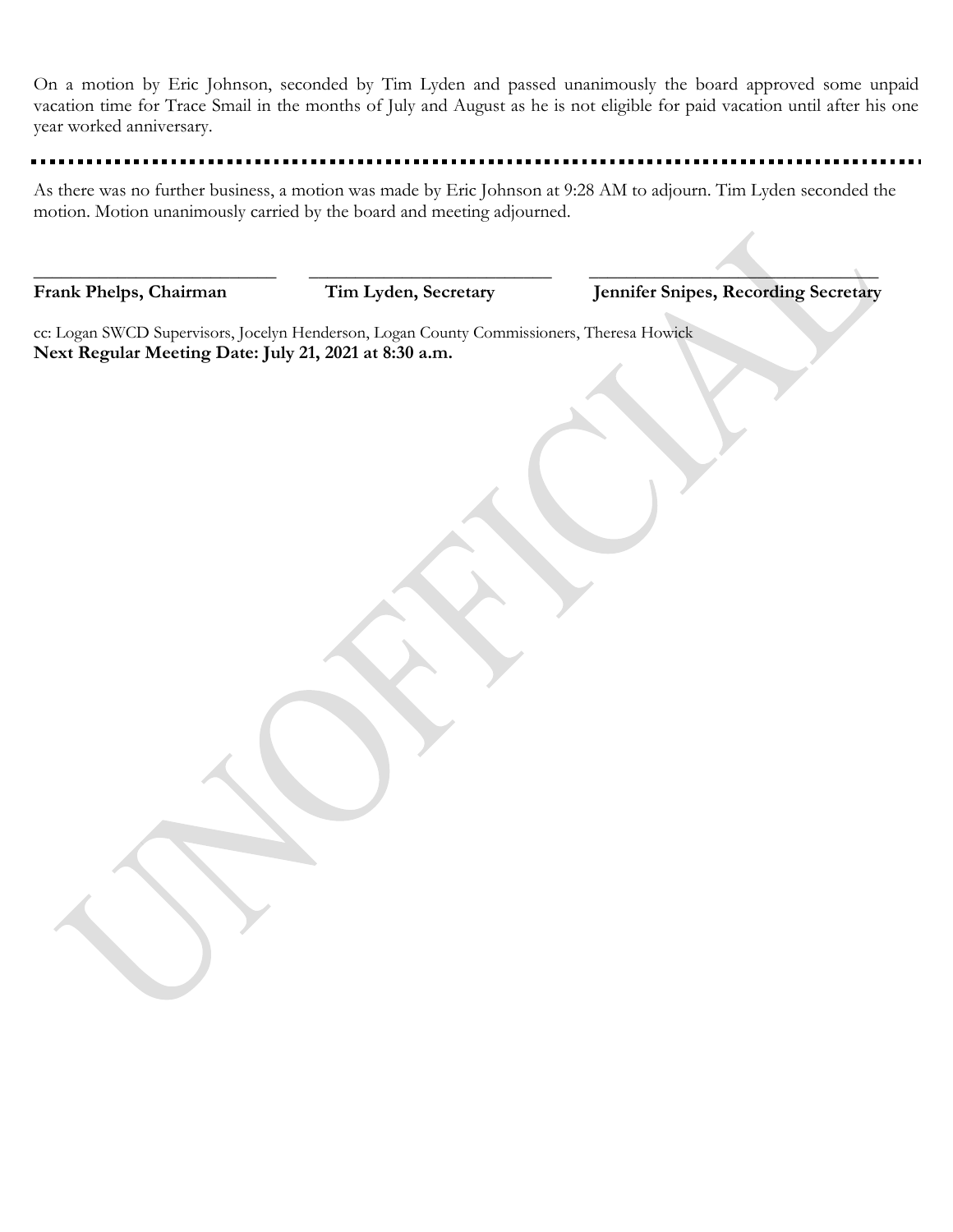On a motion by Eric Johnson, seconded by Tim Lyden and passed unanimously the board approved some unpaid vacation time for Trace Smail in the months of July and August as he is not eligible for paid vacation until after his one year worked anniversary.

---

As there was no further business, a motion was made by Eric Johnson at 9:28 AM to adjourn. Tim Lyden seconded the motion. Motion unanimously carried by the board and meeting adjourned.

| | | |
|---|---|---|
| ___________________________ | ___________________________ | _________________________________ |
| **Frank Phelps, Chairman** | **Tim Lyden, Secretary** | **Jennifer Snipes, Recording Secretary** |

cc: Logan SWCD Supervisors, Jocelyn Henderson, Logan County Commissioners, Theresa Howick

**Next Regular Meeting Date: July 21, 2021 at 8:30 a.m.**

UNOFFICIAL